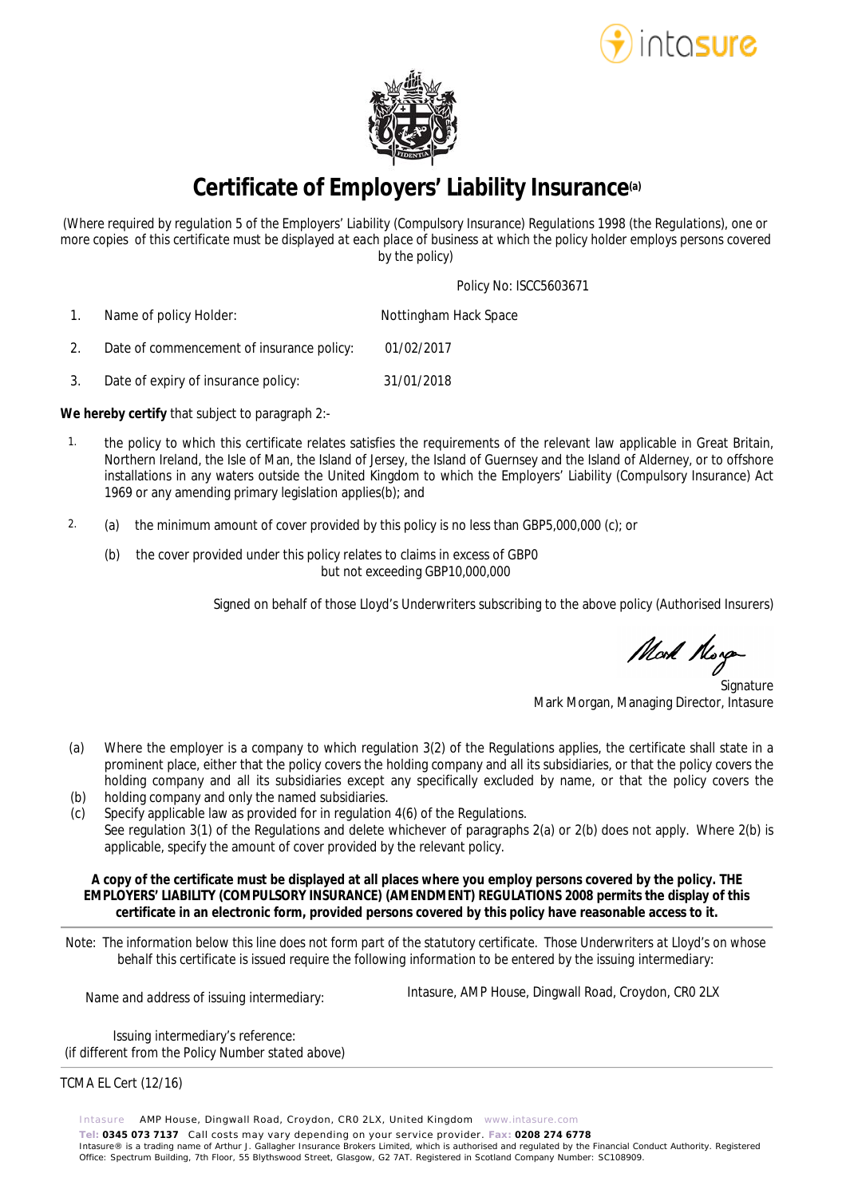# Certificate of Employers' Liability Insurance[(a)]

*(Where required by regulation 5 of the Employers' Liability (Compulsory Insurance) Regulations 1998 (the Regulations), one or more copies of this certificate must be displayed at each place of business at which the policy holder employs persons covered by the policy)*

Policy No: ISCC5603671

1. Name of policy Holder: Nottingham Hack Space
2. Date of commencement of insurance policy: 01/02/2017
3. Date of expiry of insurance policy: 31/01/2018

**We hereby certify** that subject to paragraph 2:-

1. the policy to which this certificate relates satisfies the requirements of the relevant law applicable in Great Britain, Northern Ireland, the Isle of Man, the Island of Jersey, the Island of Guernsey and the Island of Alderney, or to offshore installations in any waters outside the United Kingdom to which the Employers' Liability (Compulsory Insurance) Act 1969 or any amending primary legislation applies(b); and

2. (a) the minimum amount of cover provided by this policy is no less than GBP5,000,000 (c); or

   (b) the cover provided under this policy relates to claims in excess of GBP0 but not exceeding GBP10,000,000

Signed on behalf of those Lloyd's Underwriters subscribing to the above policy (Authorised Insurers)

Signature
Mark Morgan, Managing Director, Intasure

(a) Where the employer is a company to which regulation 3(2) of the Regulations applies, the certificate shall state in a prominent place, either that the policy covers the holding company and all its subsidiaries, or that the policy covers the holding company and all its subsidiaries except any specifically excluded by name, or that the policy covers the holding company and only the named subsidiaries.

(b) Specify applicable law as provided for in regulation 4(6) of the Regulations.

(c) See regulation 3(1) of the Regulations and delete whichever of paragraphs 2(a) or 2(b) does not apply. Where 2(b) is applicable, specify the amount of cover provided by the relevant policy.

**A copy of the certificate must be displayed at all places where you employ persons covered by the policy. THE EMPLOYERS' LIABILITY (COMPULSORY INSURANCE) (AMENDMENT) REGULATIONS 2008 permits the display of this certificate in an electronic form, provided persons covered by this policy have reasonable access to it.**

---

*Note: The information below this line does not form part of the statutory certificate. Those Underwriters at Lloyd's on whose behalf this certificate is issued require the following information to be entered by the issuing intermediary:*

*Name and address of issuing intermediary:* Intasure, AMP House, Dingwall Road, Croydon, CR0 2LX

Issuing intermediary's reference:
*(if different from the Policy Number stated above)*

---

TCMA EL Cert (12/16)

Intasure AMP House, Dingwall Road, Croydon, CR0 2LX, United Kingdom www.intasure.com
**Tel: 0345 073 7137** Call costs may vary depending on your service provider. **Fax: 0208 274 6778**
Intasure® is a trading name of Arthur J. Gallagher Insurance Brokers Limited, which is authorised and regulated by the Financial Conduct Authority. Registered Office: Spectrum Building, 7th Floor, 55 Blythswood Street, Glasgow, G2 7AT. Registered in Scotland Company Number: SC108909.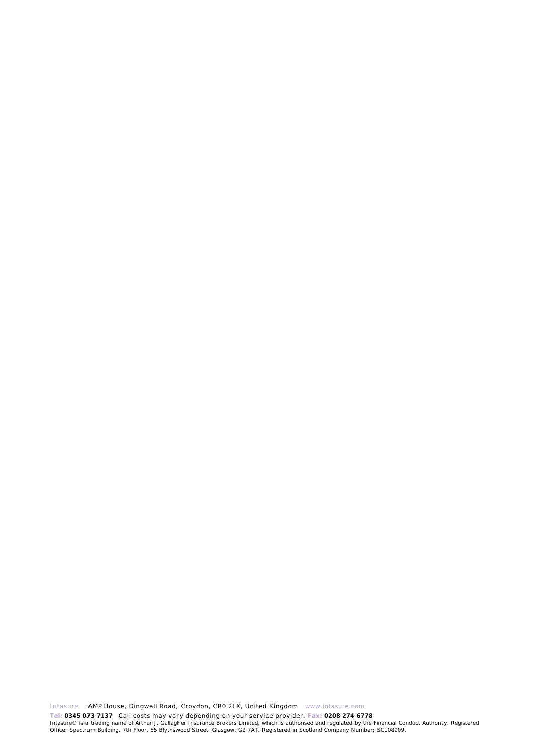Intasure AMP House, Dingwall Road, Croydon, CR0 2LX, United Kingdom www.intasure.com

**Tel: 0345 073 7137** Call costs may vary depending on your service provider. **Fax: 0208 274 6778**

Intasure® is a trading name of Arthur J. Gallagher Insurance Brokers Limited, which is authorised and regulated by the Financial Conduct Authority. Registered Office: Spectrum Building, 7th Floor, 55 Blythswood Street, Glasgow, G2 7AT. Registered in Scotland Company Number: SC108909.